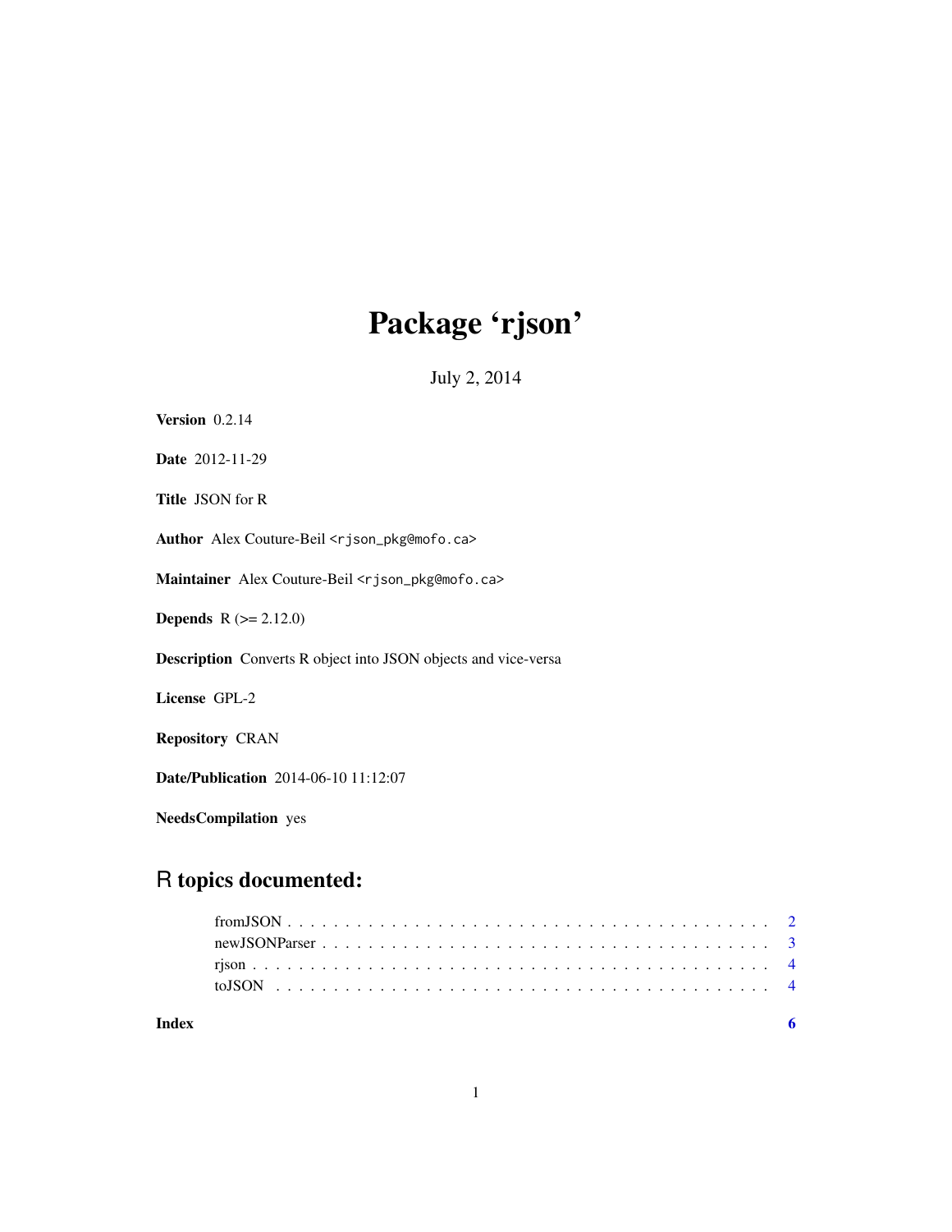# Package 'rjson'

July 2, 2014

**Version** 0.2.14

**Date** 2012-11-29

**Title** JSON for R

**Author** Alex Couture-Beil <rjson_pkg@mofo.ca>

**Maintainer** Alex Couture-Beil <rjson_pkg@mofo.ca>

**Depends** R (>= 2.12.0)

**Description** Converts R object into JSON objects and vice-versa

**License** GPL-2

**Repository** CRAN

**Date/Publication** 2014-06-10 11:12:07

**NeedsCompilation** yes

## R topics documented:

fromJSON . . . . . . . . . . . . . . . . . . . . . . . . . . . . . . . . . . . . . . . . . 2
newJSONParser . . . . . . . . . . . . . . . . . . . . . . . . . . . . . . . . . . . . . . 3
rjson . . . . . . . . . . . . . . . . . . . . . . . . . . . . . . . . . . . . . . . . . . . . 4
toJSON . . . . . . . . . . . . . . . . . . . . . . . . . . . . . . . . . . . . . . . . . . 4

**Index** **6**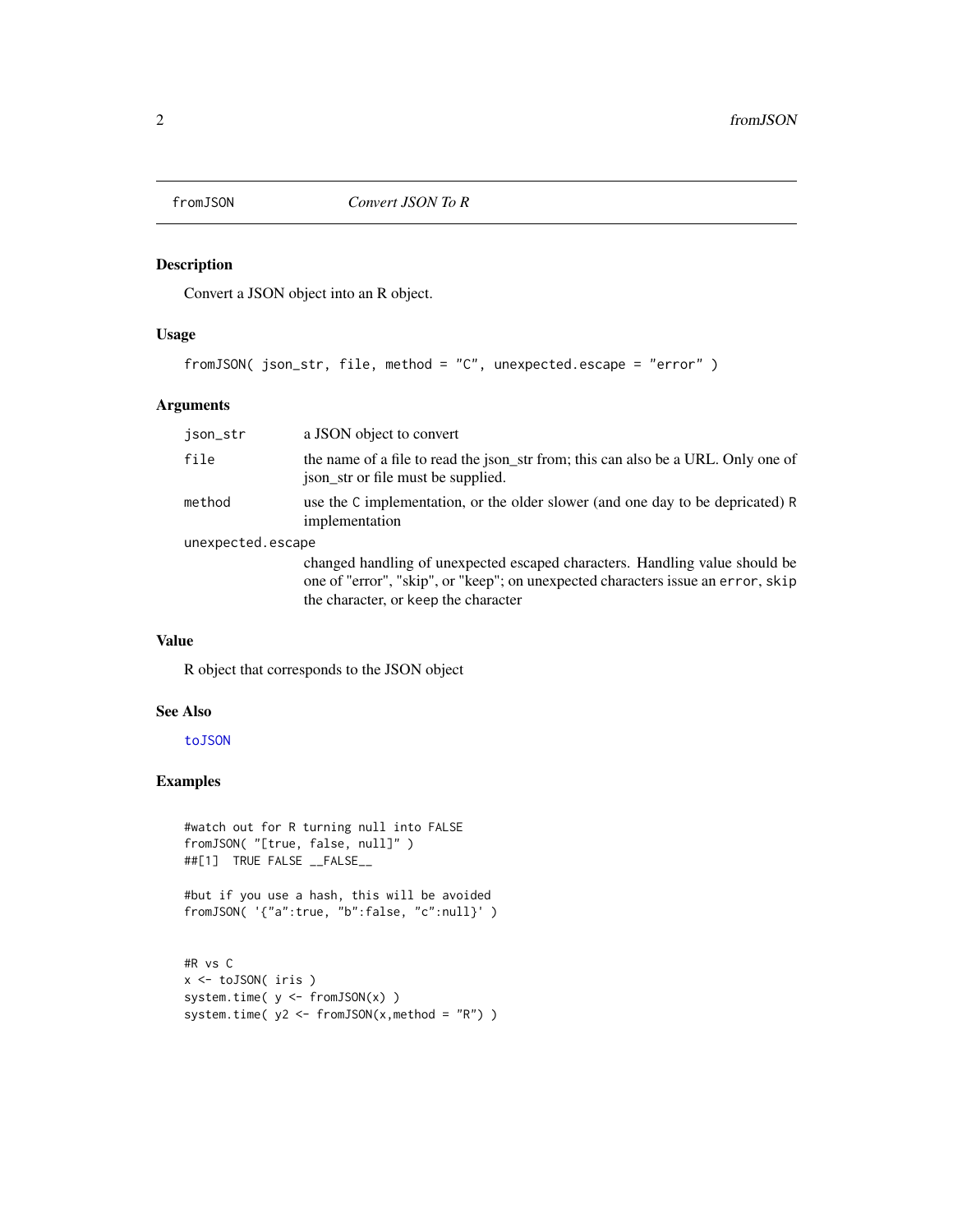## fromJSON — *Convert JSON To R*

### Description

Convert a JSON object into an R object.

### Usage

```
fromJSON( json_str, file, method = "C", unexpected.escape = "error" )
```

### Arguments

| Argument | Description |
| --- | --- |
| `json_str` | a JSON object to convert |
| `file` | the name of a file to read the json_str from; this can also be a URL. Only one of json_str or file must be supplied. |
| `method` | use the `C` implementation, or the older slower (and one day to be depricated) `R` implementation |
| `unexpected.escape` | changed handling of unexpected escaped characters. Handling value should be one of "error", "skip", or "keep"; on unexpected characters issue an `error`, `skip` the character, or `keep` the character |

### Value

R object that corresponds to the JSON object

### See Also

`toJSON`

### Examples

```
#watch out for R turning null into FALSE
fromJSON( "[true, false, null]" )
##[1]  TRUE FALSE __FALSE__

#but if you use a hash, this will be avoided
fromJSON( '{"a":true, "b":false, "c":null}' )


#R vs C
x <- toJSON( iris )
system.time( y <- fromJSON(x) )
system.time( y2 <- fromJSON(x,method = "R") )
```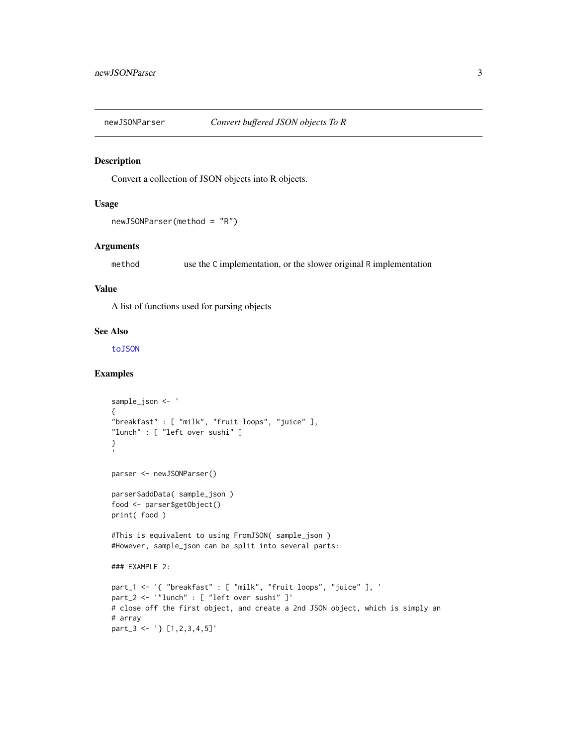# newJSONParser — *Convert buffered JSON objects To R*

## Description

Convert a collection of JSON objects into R objects.

## Usage

```
newJSONParser(method = "R")
```

## Arguments

| | |
|---|---|
| method | use the C implementation, or the slower original R implementation |

## Value

A list of functions used for parsing objects

## See Also

toJSON

## Examples

```
sample_json <- '
{
"breakfast" : [ "milk", "fruit loops", "juice" ],
"lunch" : [ "left over sushi" ]
}
'

parser <- newJSONParser()

parser$addData( sample_json )
food <- parser$getObject()
print( food )

#This is equivalent to using FromJSON( sample_json )
#However, sample_json can be split into several parts:

### EXAMPLE 2:

part_1 <- '{ "breakfast" : [ "milk", "fruit loops", "juice" ], '
part_2 <- '"lunch" : [ "left over sushi" ]'
# close off the first object, and create a 2nd JSON object, which is simply an
# array
part_3 <- '} [1,2,3,4,5]'
```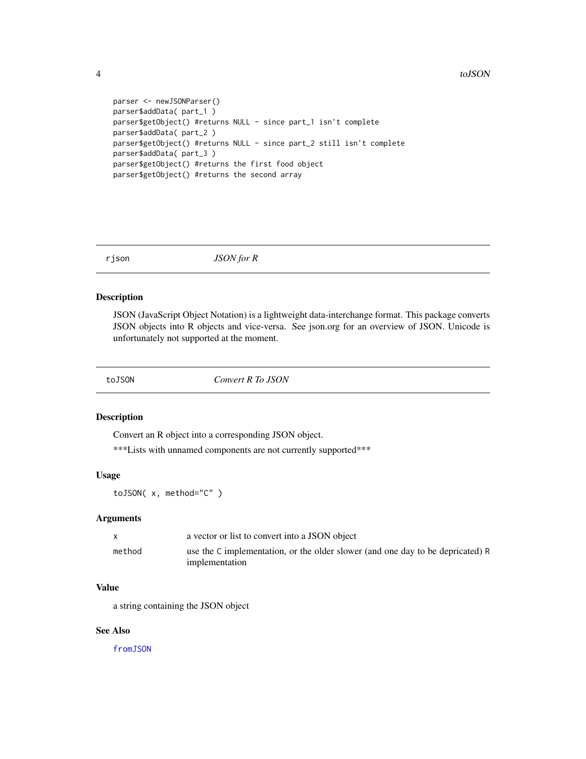```
parser <- newJSONParser()
parser$addData( part_1 )
parser$getObject() #returns NULL - since part_1 isn't complete
parser$addData( part_2 )
parser$getObject() #returns NULL - since part_2 still isn't complete
parser$addData( part_3 )
parser$getObject() #returns the first food object
parser$getObject() #returns the second array
```

## rjson — *JSON for R*

### Description

JSON (JavaScript Object Notation) is a lightweight data-interchange format. This package converts JSON objects into R objects and vice-versa. See json.org for an overview of JSON. Unicode is unfortunately not supported at the moment.

## toJSON — *Convert R To JSON*

### Description

Convert an R object into a corresponding JSON object.

***Lists with unnamed components are not currently supported***

### Usage

```
toJSON( x, method="C" )
```

### Arguments

| | |
|---|---|
| `x` | a vector or list to convert into a JSON object |
| `method` | use the `C` implementation, or the older slower (and one day to be depricated) `R` implementation |

### Value

a string containing the JSON object

### See Also

`fromJSON`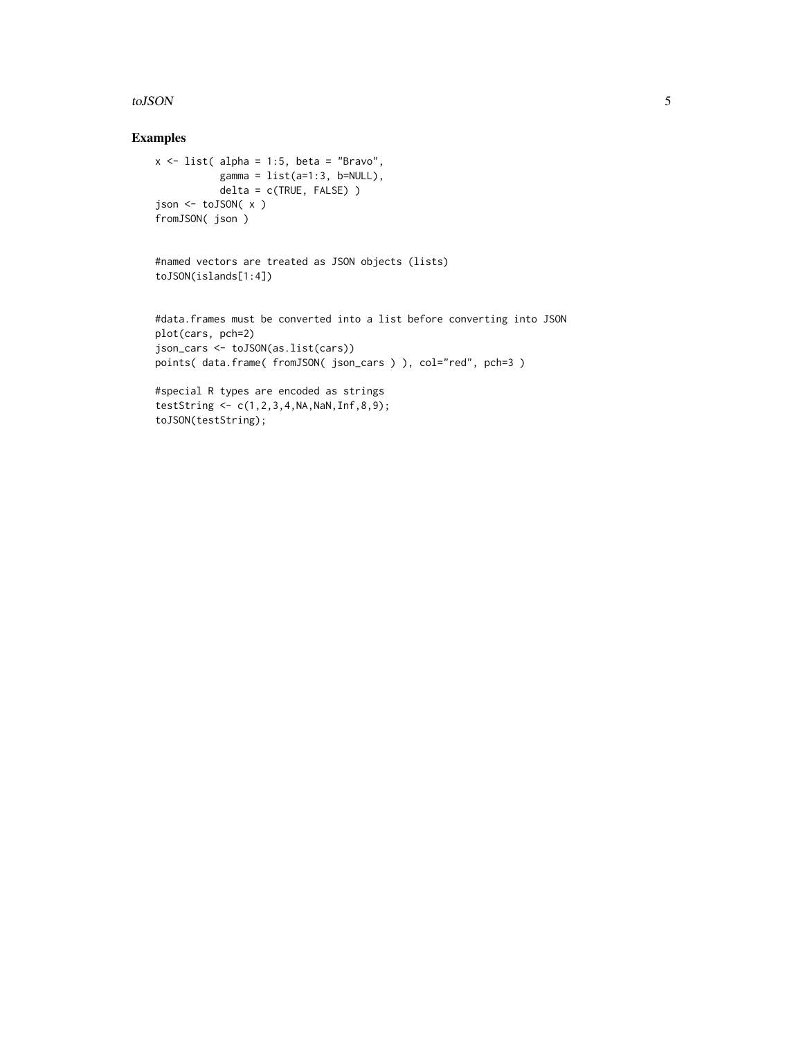## Examples

```
x <- list( alpha = 1:5, beta = "Bravo",
           gamma = list(a=1:3, b=NULL),
           delta = c(TRUE, FALSE) )
json <- toJSON( x )
fromJSON( json )


#named vectors are treated as JSON objects (lists)
toJSON(islands[1:4])


#data.frames must be converted into a list before converting into JSON
plot(cars, pch=2)
json_cars <- toJSON(as.list(cars))
points( data.frame( fromJSON( json_cars ) ), col="red", pch=3 )

#special R types are encoded as strings
testString <- c(1,2,3,4,NA,NaN,Inf,8,9);
toJSON(testString);
```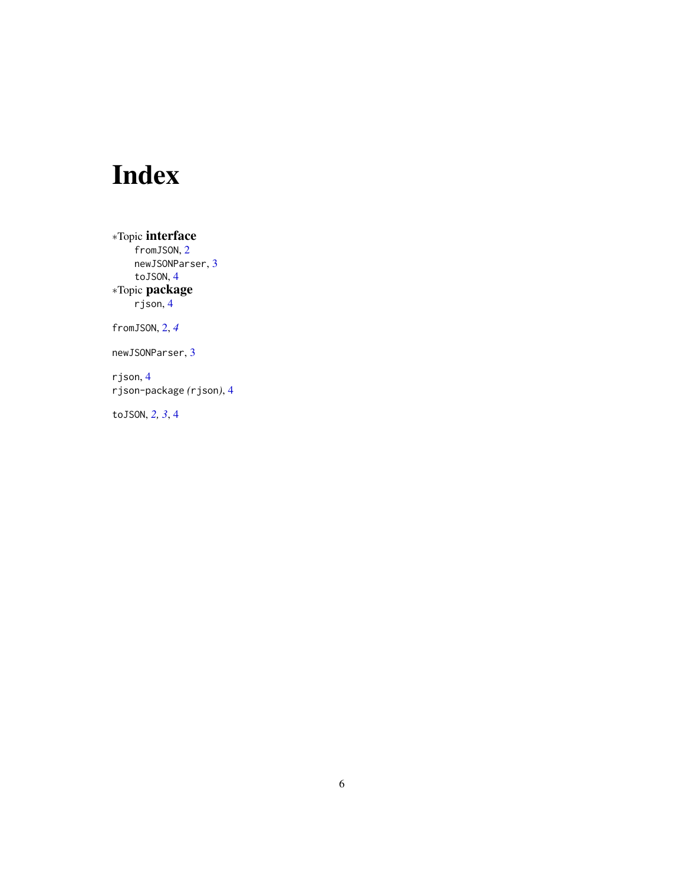# Index

*Topic **interface**
  fromJSON, 2
  newJSONParser, 3
  toJSON, 4
*Topic **package**
  rjson, 4

fromJSON, 2, *4*

newJSONParser, 3

rjson, 4
rjson-package *(*rjson*)*, 4

toJSON, *2, 3*, 4